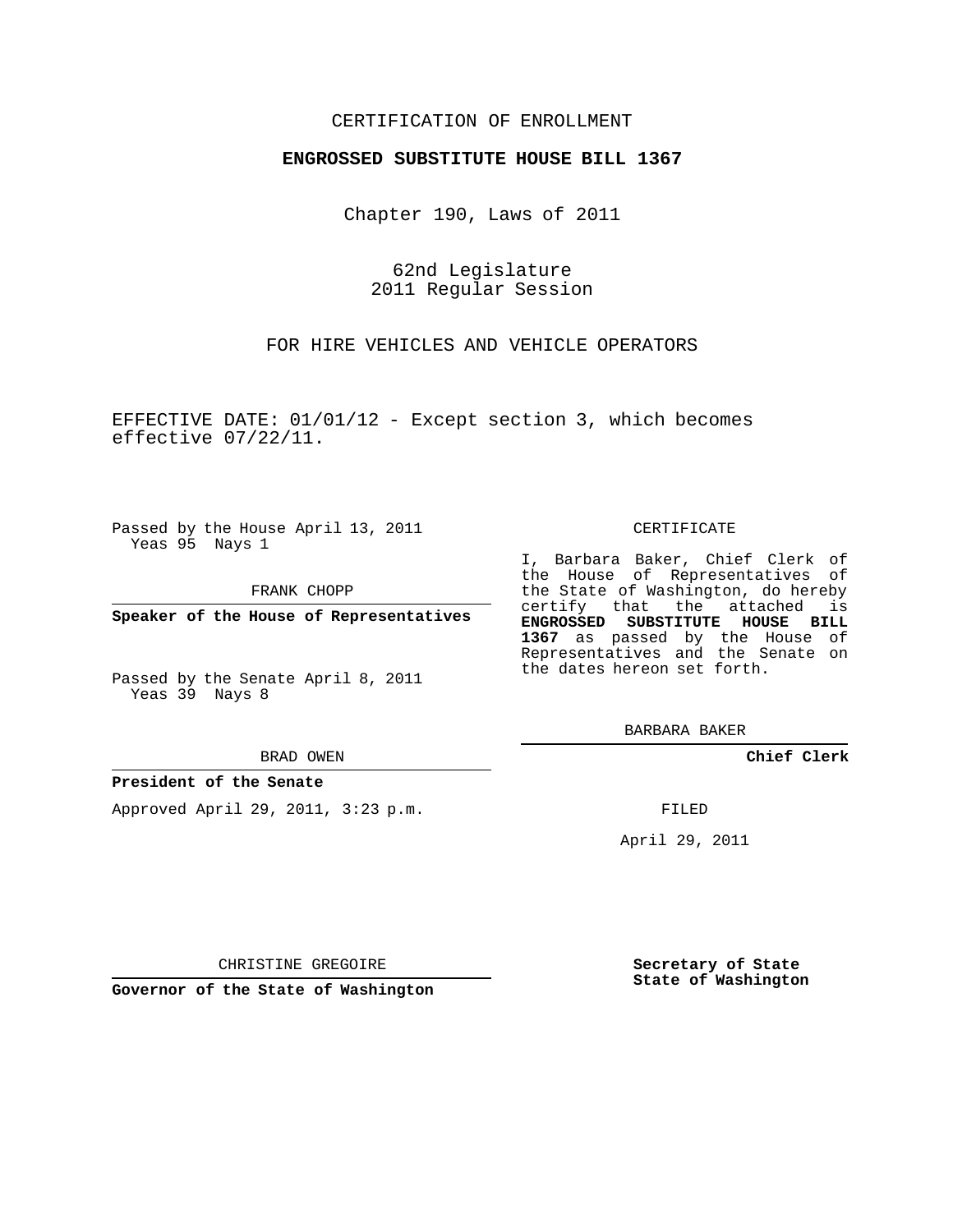CERTIFICATION OF ENROLLMENT

**ENGROSSED SUBSTITUTE HOUSE BILL 1367**

Chapter 190, Laws of 2011

62nd Legislature
2011 Regular Session

FOR HIRE VEHICLES AND VEHICLE OPERATORS

EFFECTIVE DATE: 01/01/12 - Except section 3, which becomes effective 07/22/11.

Passed by the House April 13, 2011
Yeas 95 Nays 1

FRANK CHOPP

**Speaker of the House of Representatives**

Passed by the Senate April 8, 2011
Yeas 39 Nays 8

BRAD OWEN

**President of the Senate**

Approved April 29, 2011, 3:23 p.m.

CHRISTINE GREGOIRE

**Governor of the State of Washington**

CERTIFICATE

I, Barbara Baker, Chief Clerk of the House of Representatives of the State of Washington, do hereby certify that the attached is **ENGROSSED SUBSTITUTE HOUSE BILL 1367** as passed by the House of Representatives and the Senate on the dates hereon set forth.

BARBARA BAKER

**Chief Clerk**

FILED

April 29, 2011

**Secretary of State**
**State of Washington**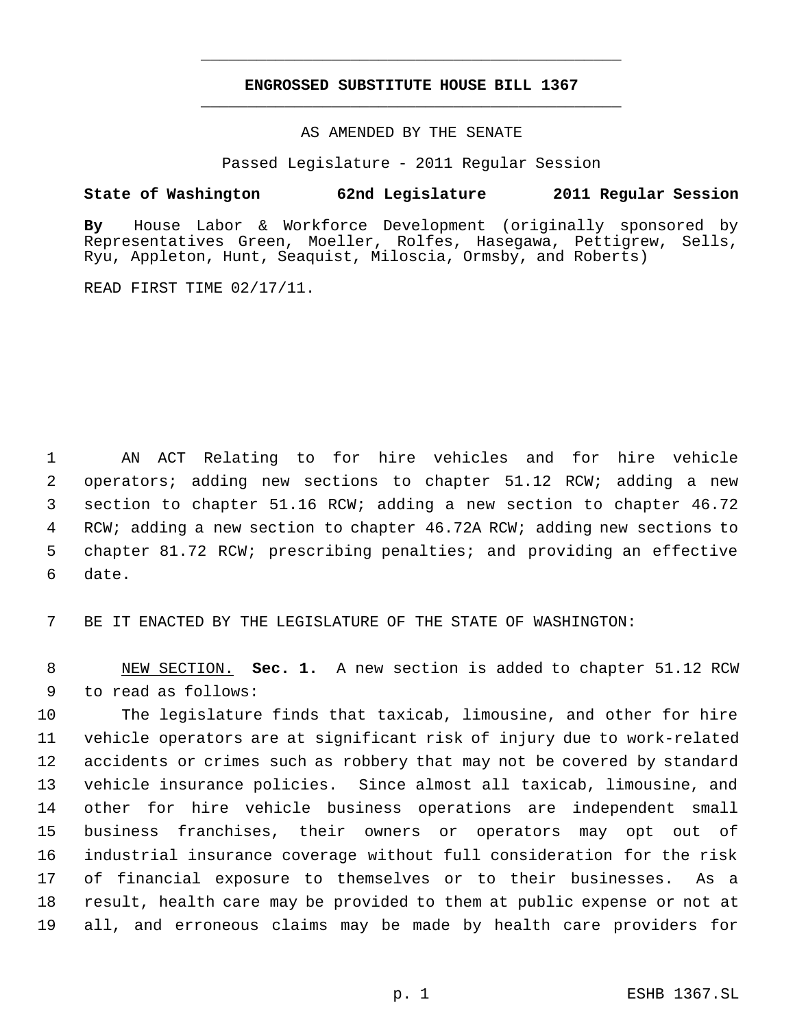# ENGROSSED SUBSTITUTE HOUSE BILL 1367

AS AMENDED BY THE SENATE

Passed Legislature - 2011 Regular Session

**State of Washington 62nd Legislature 2011 Regular Session**

**By** House Labor & Workforce Development (originally sponsored by Representatives Green, Moeller, Rolfes, Hasegawa, Pettigrew, Sells, Ryu, Appleton, Hunt, Seaquist, Miloscia, Ormsby, and Roberts)

READ FIRST TIME 02/17/11.

AN ACT Relating to for hire vehicles and for hire vehicle operators; adding new sections to chapter 51.12 RCW; adding a new section to chapter 51.16 RCW; adding a new section to chapter 46.72 RCW; adding a new section to chapter 46.72A RCW; adding new sections to chapter 81.72 RCW; prescribing penalties; and providing an effective date.

BE IT ENACTED BY THE LEGISLATURE OF THE STATE OF WASHINGTON:

NEW SECTION. **Sec. 1.** A new section is added to chapter 51.12 RCW to read as follows:

The legislature finds that taxicab, limousine, and other for hire vehicle operators are at significant risk of injury due to work-related accidents or crimes such as robbery that may not be covered by standard vehicle insurance policies. Since almost all taxicab, limousine, and other for hire vehicle business operations are independent small business franchises, their owners or operators may opt out of industrial insurance coverage without full consideration for the risk of financial exposure to themselves or to their businesses. As a result, health care may be provided to them at public expense or not at all, and erroneous claims may be made by health care providers for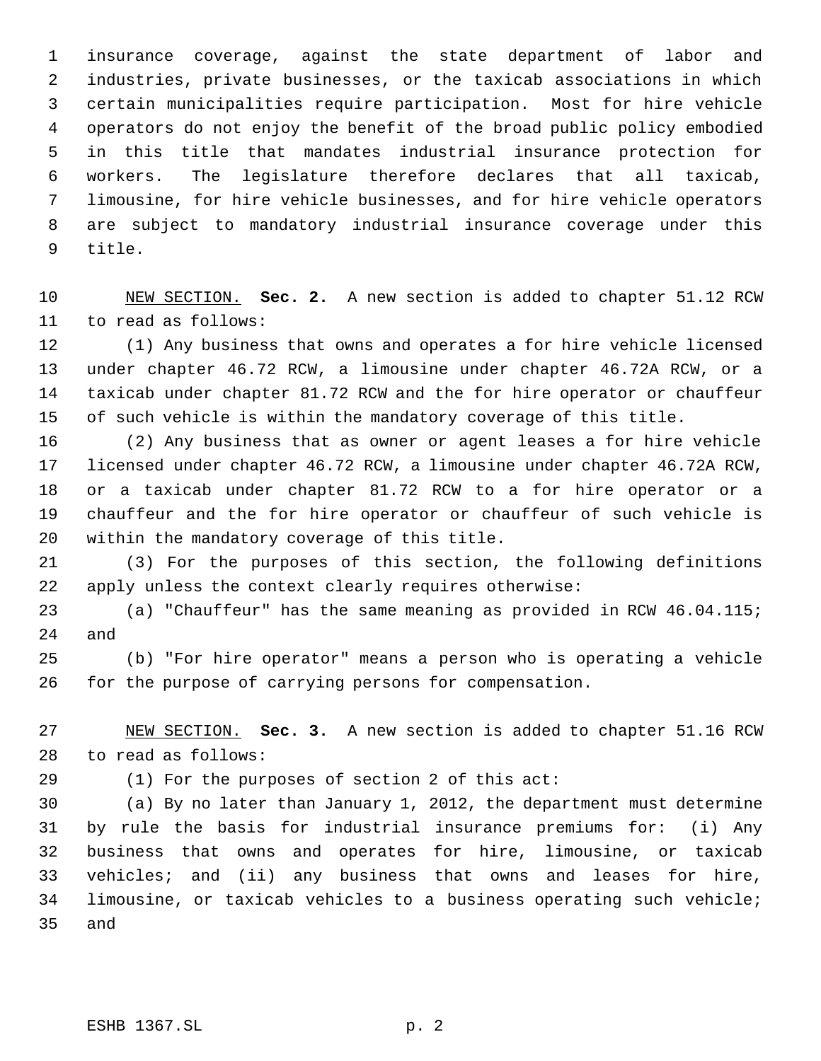insurance coverage, against the state department of labor and industries, private businesses, or the taxicab associations in which certain municipalities require participation. Most for hire vehicle operators do not enjoy the benefit of the broad public policy embodied in this title that mandates industrial insurance protection for workers. The legislature therefore declares that all taxicab, limousine, for hire vehicle businesses, and for hire vehicle operators are subject to mandatory industrial insurance coverage under this title.

NEW SECTION. **Sec. 2.** A new section is added to chapter 51.12 RCW to read as follows:

(1) Any business that owns and operates a for hire vehicle licensed under chapter 46.72 RCW, a limousine under chapter 46.72A RCW, or a taxicab under chapter 81.72 RCW and the for hire operator or chauffeur of such vehicle is within the mandatory coverage of this title.

(2) Any business that as owner or agent leases a for hire vehicle licensed under chapter 46.72 RCW, a limousine under chapter 46.72A RCW, or a taxicab under chapter 81.72 RCW to a for hire operator or a chauffeur and the for hire operator or chauffeur of such vehicle is within the mandatory coverage of this title.

(3) For the purposes of this section, the following definitions apply unless the context clearly requires otherwise:

(a) "Chauffeur" has the same meaning as provided in RCW 46.04.115; and

(b) "For hire operator" means a person who is operating a vehicle for the purpose of carrying persons for compensation.

NEW SECTION. **Sec. 3.** A new section is added to chapter 51.16 RCW to read as follows:

(1) For the purposes of section 2 of this act:

(a) By no later than January 1, 2012, the department must determine by rule the basis for industrial insurance premiums for: (i) Any business that owns and operates for hire, limousine, or taxicab vehicles; and (ii) any business that owns and leases for hire, limousine, or taxicab vehicles to a business operating such vehicle; and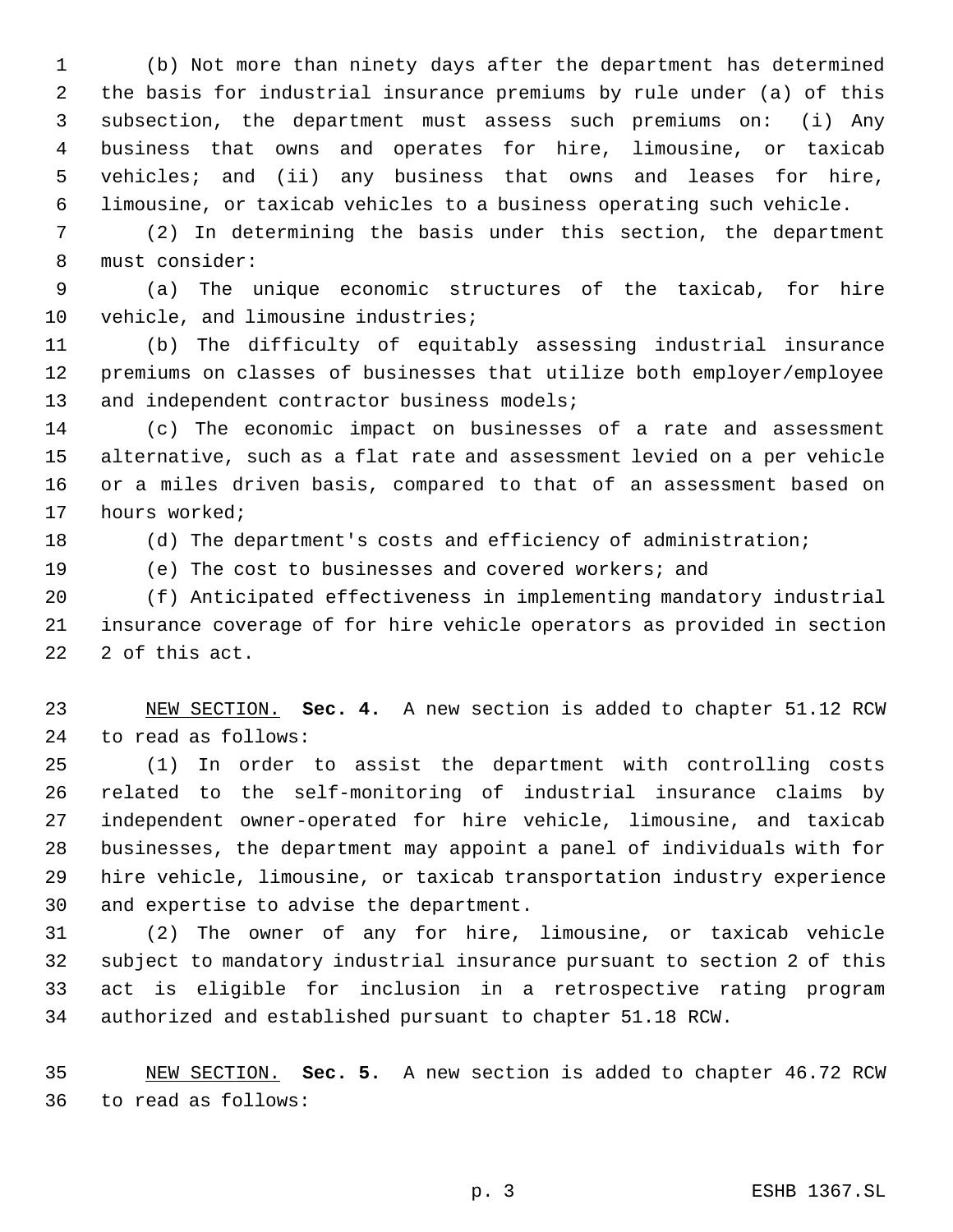(b) Not more than ninety days after the department has determined the basis for industrial insurance premiums by rule under (a) of this subsection, the department must assess such premiums on: (i) Any business that owns and operates for hire, limousine, or taxicab vehicles; and (ii) any business that owns and leases for hire, limousine, or taxicab vehicles to a business operating such vehicle.

(2) In determining the basis under this section, the department must consider:

(a) The unique economic structures of the taxicab, for hire vehicle, and limousine industries;

(b) The difficulty of equitably assessing industrial insurance premiums on classes of businesses that utilize both employer/employee and independent contractor business models;

(c) The economic impact on businesses of a rate and assessment alternative, such as a flat rate and assessment levied on a per vehicle or a miles driven basis, compared to that of an assessment based on hours worked;

(d) The department's costs and efficiency of administration;

(e) The cost to businesses and covered workers; and

(f) Anticipated effectiveness in implementing mandatory industrial insurance coverage of for hire vehicle operators as provided in section 2 of this act.

NEW SECTION. **Sec. 4.** A new section is added to chapter 51.12 RCW to read as follows:

(1) In order to assist the department with controlling costs related to the self-monitoring of industrial insurance claims by independent owner-operated for hire vehicle, limousine, and taxicab businesses, the department may appoint a panel of individuals with for hire vehicle, limousine, or taxicab transportation industry experience and expertise to advise the department.

(2) The owner of any for hire, limousine, or taxicab vehicle subject to mandatory industrial insurance pursuant to section 2 of this act is eligible for inclusion in a retrospective rating program authorized and established pursuant to chapter 51.18 RCW.

NEW SECTION. **Sec. 5.** A new section is added to chapter 46.72 RCW to read as follows: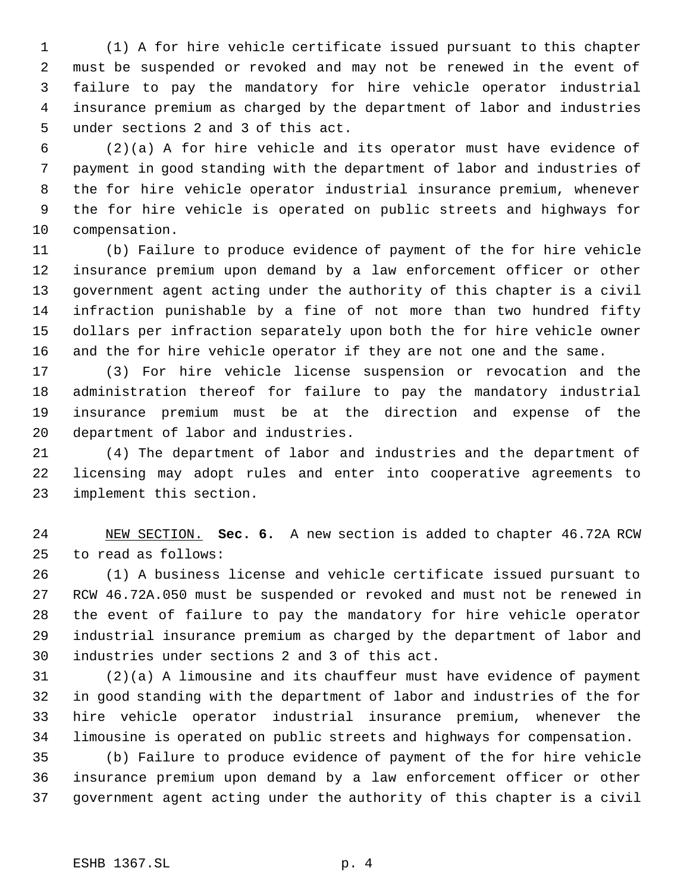(1) A for hire vehicle certificate issued pursuant to this chapter must be suspended or revoked and may not be renewed in the event of failure to pay the mandatory for hire vehicle operator industrial insurance premium as charged by the department of labor and industries under sections 2 and 3 of this act.

(2)(a) A for hire vehicle and its operator must have evidence of payment in good standing with the department of labor and industries of the for hire vehicle operator industrial insurance premium, whenever the for hire vehicle is operated on public streets and highways for compensation.

(b) Failure to produce evidence of payment of the for hire vehicle insurance premium upon demand by a law enforcement officer or other government agent acting under the authority of this chapter is a civil infraction punishable by a fine of not more than two hundred fifty dollars per infraction separately upon both the for hire vehicle owner and the for hire vehicle operator if they are not one and the same.

(3) For hire vehicle license suspension or revocation and the administration thereof for failure to pay the mandatory industrial insurance premium must be at the direction and expense of the department of labor and industries.

(4) The department of labor and industries and the department of licensing may adopt rules and enter into cooperative agreements to implement this section.

NEW SECTION. **Sec. 6.** A new section is added to chapter 46.72A RCW to read as follows:

(1) A business license and vehicle certificate issued pursuant to RCW 46.72A.050 must be suspended or revoked and must not be renewed in the event of failure to pay the mandatory for hire vehicle operator industrial insurance premium as charged by the department of labor and industries under sections 2 and 3 of this act.

(2)(a) A limousine and its chauffeur must have evidence of payment in good standing with the department of labor and industries of the for hire vehicle operator industrial insurance premium, whenever the limousine is operated on public streets and highways for compensation.

(b) Failure to produce evidence of payment of the for hire vehicle insurance premium upon demand by a law enforcement officer or other government agent acting under the authority of this chapter is a civil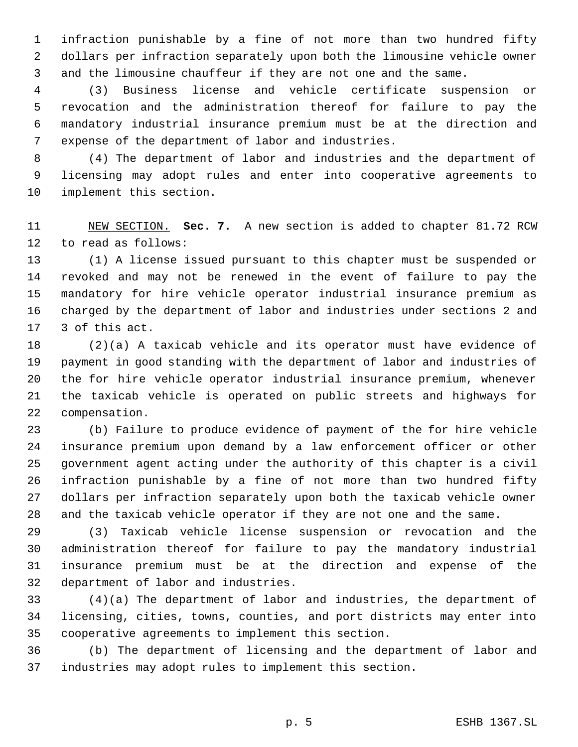infraction punishable by a fine of not more than two hundred fifty dollars per infraction separately upon both the limousine vehicle owner and the limousine chauffeur if they are not one and the same.

(3) Business license and vehicle certificate suspension or revocation and the administration thereof for failure to pay the mandatory industrial insurance premium must be at the direction and expense of the department of labor and industries.

(4) The department of labor and industries and the department of licensing may adopt rules and enter into cooperative agreements to implement this section.

NEW SECTION. **Sec. 7.** A new section is added to chapter 81.72 RCW to read as follows:

(1) A license issued pursuant to this chapter must be suspended or revoked and may not be renewed in the event of failure to pay the mandatory for hire vehicle operator industrial insurance premium as charged by the department of labor and industries under sections 2 and 3 of this act.

(2)(a) A taxicab vehicle and its operator must have evidence of payment in good standing with the department of labor and industries of the for hire vehicle operator industrial insurance premium, whenever the taxicab vehicle is operated on public streets and highways for compensation.

(b) Failure to produce evidence of payment of the for hire vehicle insurance premium upon demand by a law enforcement officer or other government agent acting under the authority of this chapter is a civil infraction punishable by a fine of not more than two hundred fifty dollars per infraction separately upon both the taxicab vehicle owner and the taxicab vehicle operator if they are not one and the same.

(3) Taxicab vehicle license suspension or revocation and the administration thereof for failure to pay the mandatory industrial insurance premium must be at the direction and expense of the department of labor and industries.

(4)(a) The department of labor and industries, the department of licensing, cities, towns, counties, and port districts may enter into cooperative agreements to implement this section.

(b) The department of licensing and the department of labor and industries may adopt rules to implement this section.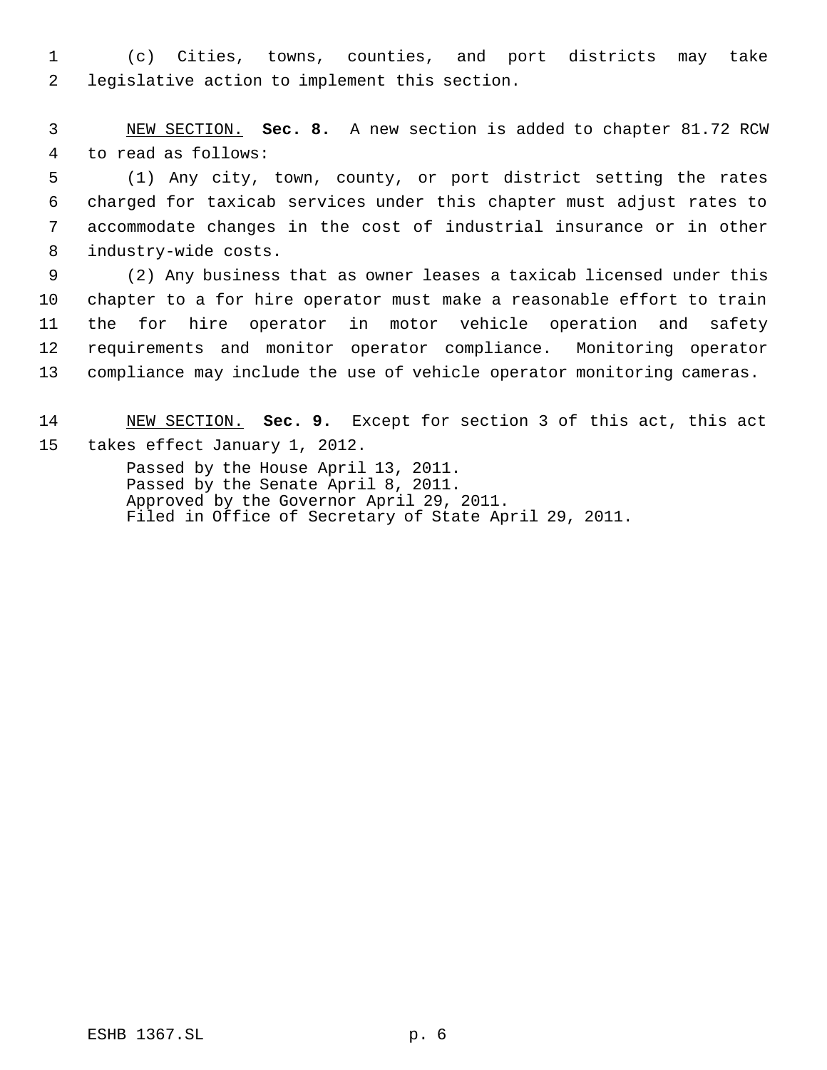(c) Cities, towns, counties, and port districts may take legislative action to implement this section.

NEW SECTION. **Sec. 8.** A new section is added to chapter 81.72 RCW to read as follows:

(1) Any city, town, county, or port district setting the rates charged for taxicab services under this chapter must adjust rates to accommodate changes in the cost of industrial insurance or in other industry-wide costs.

(2) Any business that as owner leases a taxicab licensed under this chapter to a for hire operator must make a reasonable effort to train the for hire operator in motor vehicle operation and safety requirements and monitor operator compliance. Monitoring operator compliance may include the use of vehicle operator monitoring cameras.

NEW SECTION. **Sec. 9.** Except for section 3 of this act, this act takes effect January 1, 2012.

Passed by the House April 13, 2011.
Passed by the Senate April 8, 2011.
Approved by the Governor April 29, 2011.
Filed in Office of Secretary of State April 29, 2011.